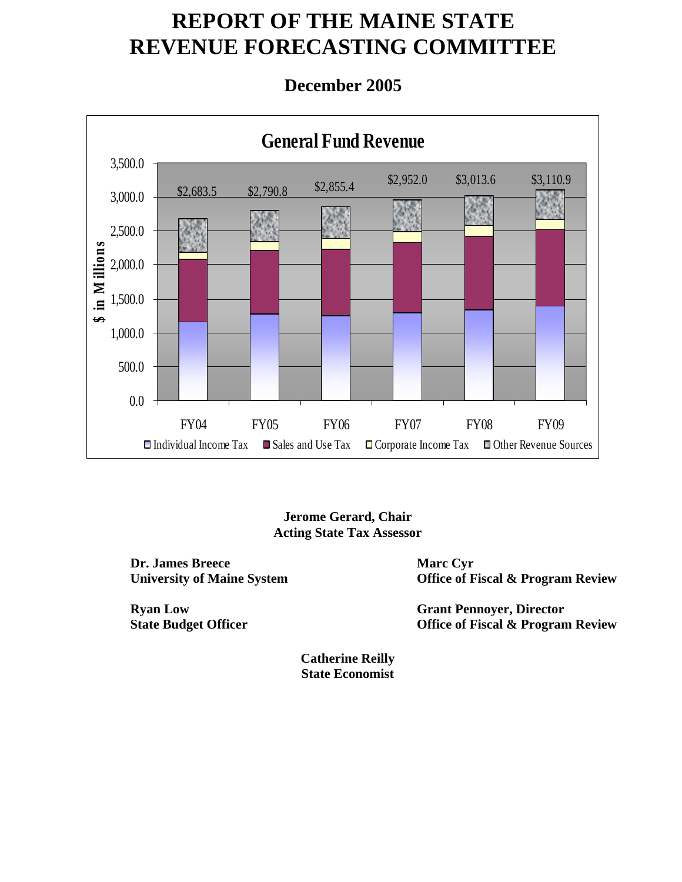# REPORT OF THE MAINE STATE REVENUE FORECASTING COMMITTEE

## December 2005

**General Fund Revenue**

| | FY04 | FY05 | FY06 | FY07 | FY08 | FY09 |
|---|---|---|---|---|---|---|
| Total ($ in Millions) | $2,683.5 | $2,790.8 | $2,855.4 | $2,952.0 | $3,013.6 | $3,110.9 |

Individual Income Tax | Sales and Use Tax | Corporate Income Tax | Other Revenue Sources

**Jerome Gerard, Chair**
**Acting State Tax Assessor**

**Dr. James Breece**
**University of Maine System**

**Ryan Low**
**State Budget Officer**

**Marc Cyr**
**Office of Fiscal & Program Review**

**Grant Pennoyer, Director**
**Office of Fiscal & Program Review**

**Catherine Reilly**
**State Economist**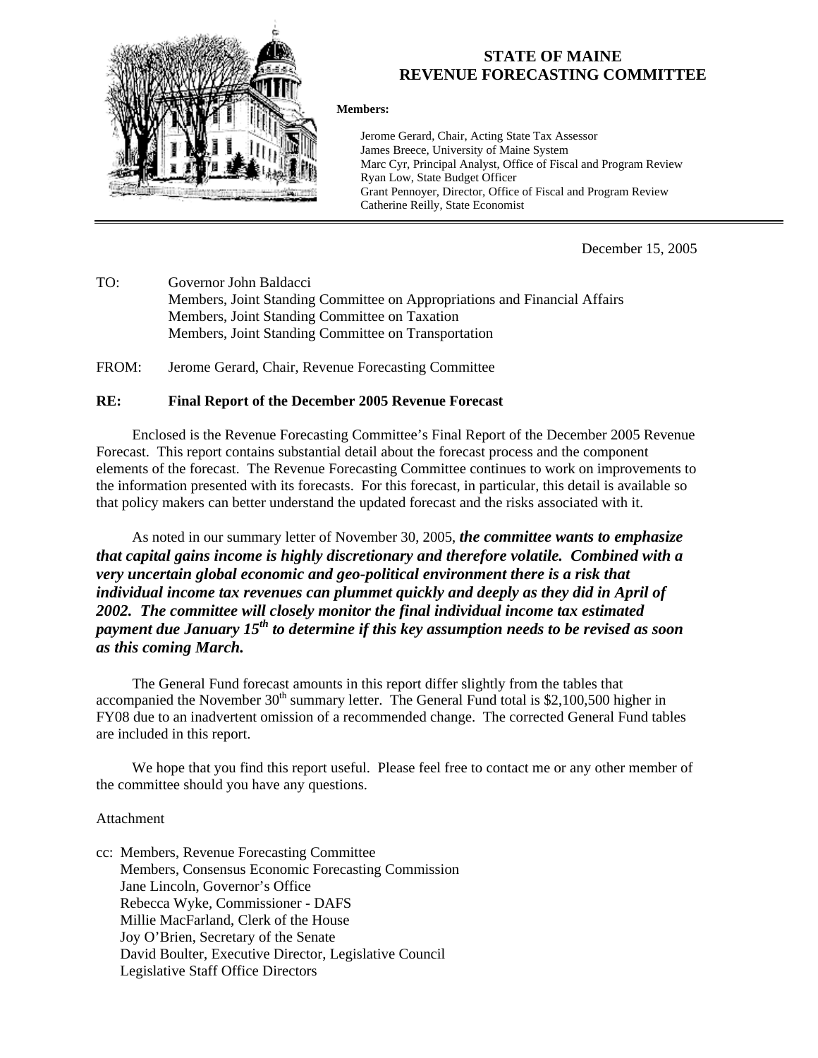# STATE OF MAINE
# REVENUE FORECASTING COMMITTEE

**Members:**

Jerome Gerard, Chair, Acting State Tax Assessor
James Breece, University of Maine System
Marc Cyr, Principal Analyst, Office of Fiscal and Program Review
Ryan Low, State Budget Officer
Grant Pennoyer, Director, Office of Fiscal and Program Review
Catherine Reilly, State Economist

---

December 15, 2005

TO: Governor John Baldacci
Members, Joint Standing Committee on Appropriations and Financial Affairs
Members, Joint Standing Committee on Taxation
Members, Joint Standing Committee on Transportation

FROM: Jerome Gerard, Chair, Revenue Forecasting Committee

**RE: Final Report of the December 2005 Revenue Forecast**

Enclosed is the Revenue Forecasting Committee's Final Report of the December 2005 Revenue Forecast. This report contains substantial detail about the forecast process and the component elements of the forecast. The Revenue Forecasting Committee continues to work on improvements to the information presented with its forecasts. For this forecast, in particular, this detail is available so that policy makers can better understand the updated forecast and the risks associated with it.

As noted in our summary letter of November 30, 2005, ***the committee wants to emphasize that capital gains income is highly discretionary and therefore volatile. Combined with a very uncertain global economic and geo-political environment there is a risk that individual income tax revenues can plummet quickly and deeply as they did in April of 2002. The committee will closely monitor the final individual income tax estimated payment due January 15th to determine if this key assumption needs to be revised as soon as this coming March.***

The General Fund forecast amounts in this report differ slightly from the tables that accompanied the November 30th summary letter. The General Fund total is $2,100,500 higher in FY08 due to an inadvertent omission of a recommended change. The corrected General Fund tables are included in this report.

We hope that you find this report useful. Please feel free to contact me or any other member of the committee should you have any questions.

Attachment

cc: Members, Revenue Forecasting Committee
Members, Consensus Economic Forecasting Commission
Jane Lincoln, Governor's Office
Rebecca Wyke, Commissioner - DAFS
Millie MacFarland, Clerk of the House
Joy O'Brien, Secretary of the Senate
David Boulter, Executive Director, Legislative Council
Legislative Staff Office Directors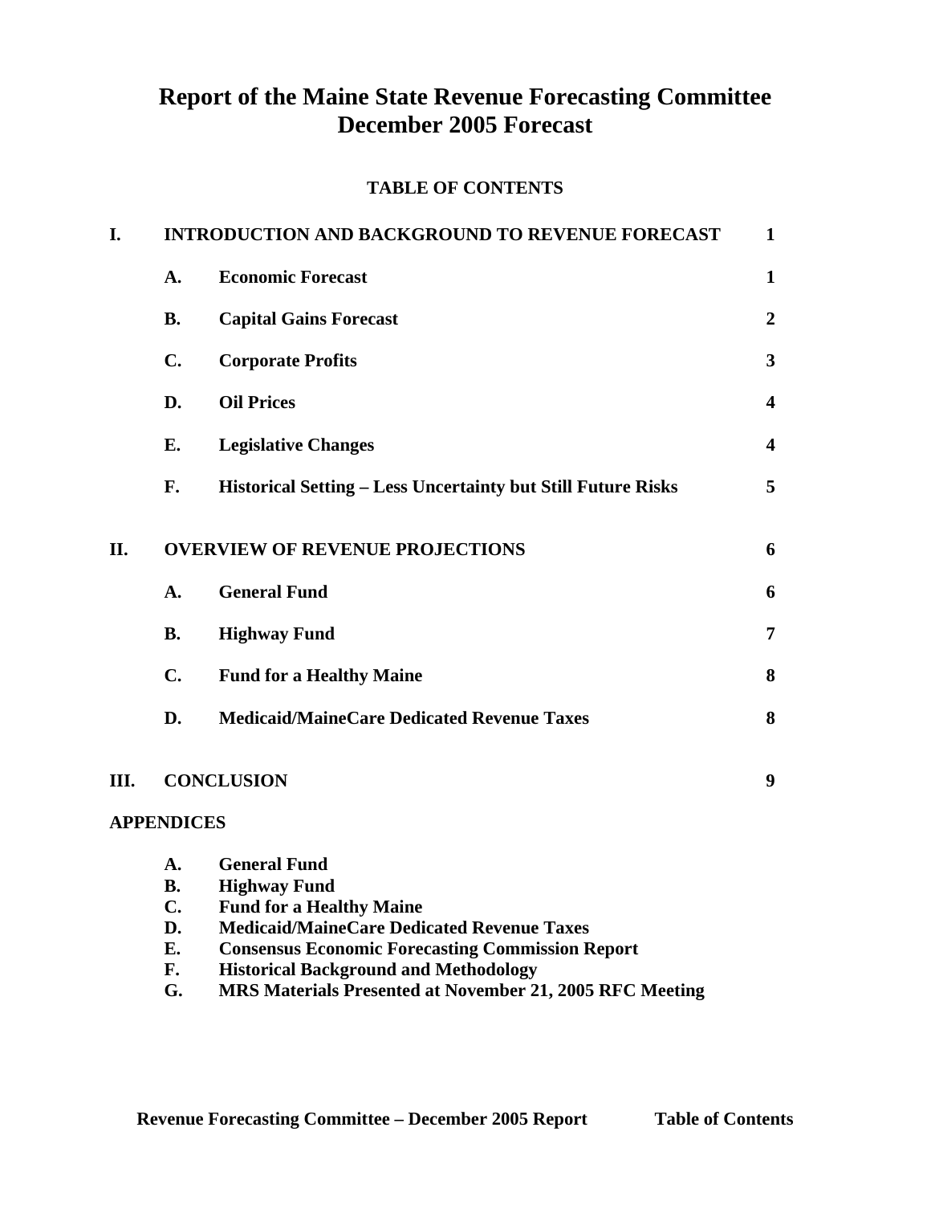# Report of the Maine State Revenue Forecasting Committee
# December 2005 Forecast

**TABLE OF CONTENTS**

| | | | |
|---|---|---|---|
| **I.** | **INTRODUCTION AND BACKGROUND TO REVENUE FORECAST** | | **1** |
| | **A.** | **Economic Forecast** | **1** |
| | **B.** | **Capital Gains Forecast** | **2** |
| | **C.** | **Corporate Profits** | **3** |
| | **D.** | **Oil Prices** | **4** |
| | **E.** | **Legislative Changes** | **4** |
| | **F.** | **Historical Setting – Less Uncertainty but Still Future Risks** | **5** |
| **II.** | **OVERVIEW OF REVENUE PROJECTIONS** | | **6** |
| | **A.** | **General Fund** | **6** |
| | **B.** | **Highway Fund** | **7** |
| | **C.** | **Fund for a Healthy Maine** | **8** |
| | **D.** | **Medicaid/MaineCare Dedicated Revenue Taxes** | **8** |
| **III.** | **CONCLUSION** | | **9** |

**APPENDICES**

- **A. General Fund**
- **B. Highway Fund**
- **C. Fund for a Healthy Maine**
- **D. Medicaid/MaineCare Dedicated Revenue Taxes**
- **E. Consensus Economic Forecasting Commission Report**
- **F. Historical Background and Methodology**
- **G. MRS Materials Presented at November 21, 2005 RFC Meeting**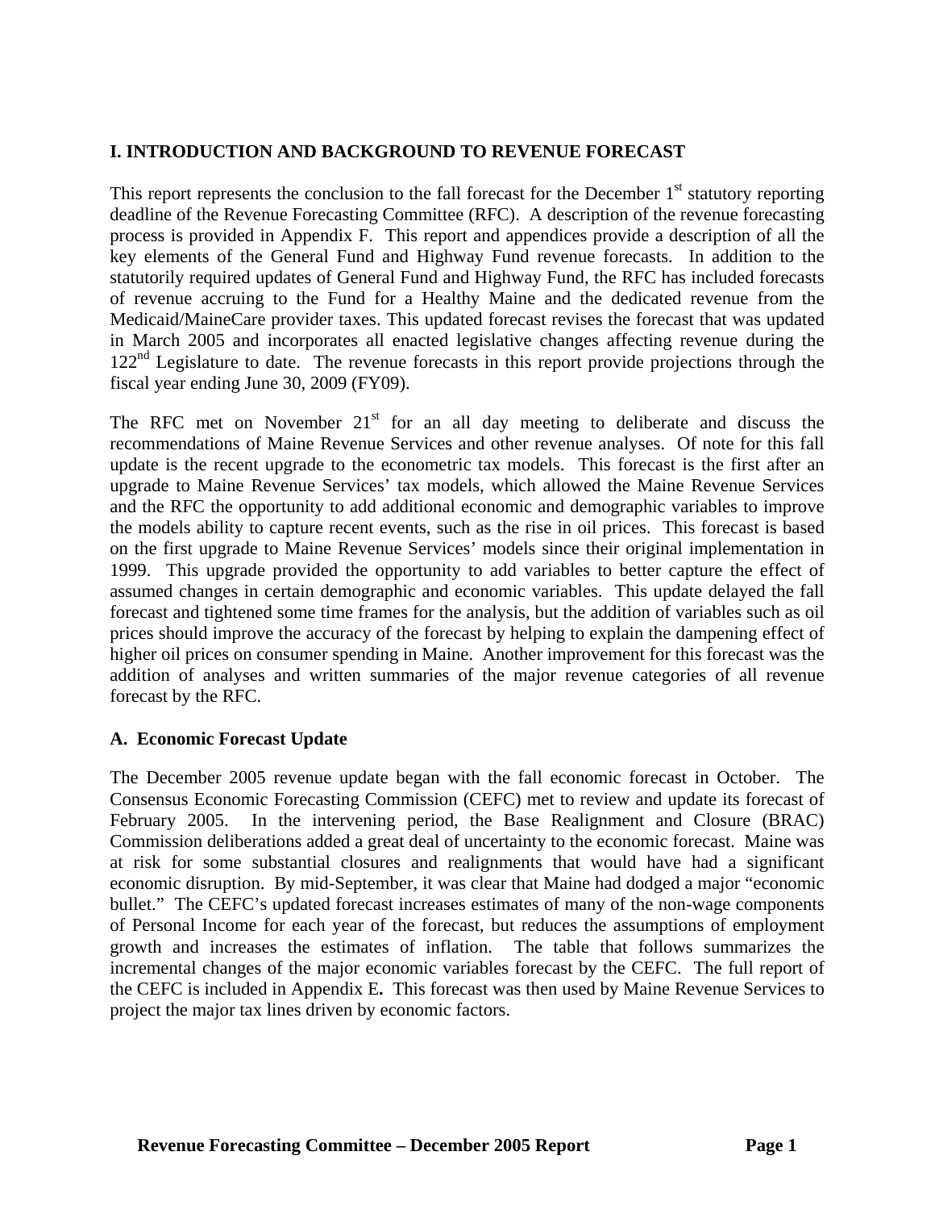## I. INTRODUCTION AND BACKGROUND TO REVENUE FORECAST

This report represents the conclusion to the fall forecast for the December 1st statutory reporting deadline of the Revenue Forecasting Committee (RFC). A description of the revenue forecasting process is provided in Appendix F. This report and appendices provide a description of all the key elements of the General Fund and Highway Fund revenue forecasts. In addition to the statutorily required updates of General Fund and Highway Fund, the RFC has included forecasts of revenue accruing to the Fund for a Healthy Maine and the dedicated revenue from the Medicaid/MaineCare provider taxes. This updated forecast revises the forecast that was updated in March 2005 and incorporates all enacted legislative changes affecting revenue during the 122nd Legislature to date. The revenue forecasts in this report provide projections through the fiscal year ending June 30, 2009 (FY09).

The RFC met on November 21st for an all day meeting to deliberate and discuss the recommendations of Maine Revenue Services and other revenue analyses. Of note for this fall update is the recent upgrade to the econometric tax models. This forecast is the first after an upgrade to Maine Revenue Services' tax models, which allowed the Maine Revenue Services and the RFC the opportunity to add additional economic and demographic variables to improve the models ability to capture recent events, such as the rise in oil prices. This forecast is based on the first upgrade to Maine Revenue Services' models since their original implementation in 1999. This upgrade provided the opportunity to add variables to better capture the effect of assumed changes in certain demographic and economic variables. This update delayed the fall forecast and tightened some time frames for the analysis, but the addition of variables such as oil prices should improve the accuracy of the forecast by helping to explain the dampening effect of higher oil prices on consumer spending in Maine. Another improvement for this forecast was the addition of analyses and written summaries of the major revenue categories of all revenue forecast by the RFC.

### A. Economic Forecast Update

The December 2005 revenue update began with the fall economic forecast in October. The Consensus Economic Forecasting Commission (CEFC) met to review and update its forecast of February 2005. In the intervening period, the Base Realignment and Closure (BRAC) Commission deliberations added a great deal of uncertainty to the economic forecast. Maine was at risk for some substantial closures and realignments that would have had a significant economic disruption. By mid-September, it was clear that Maine had dodged a major "economic bullet." The CEFC's updated forecast increases estimates of many of the non-wage components of Personal Income for each year of the forecast, but reduces the assumptions of employment growth and increases the estimates of inflation. The table that follows summarizes the incremental changes of the major economic variables forecast by the CEFC. The full report of the CEFC is included in Appendix E**.** This forecast was then used by Maine Revenue Services to project the major tax lines driven by economic factors.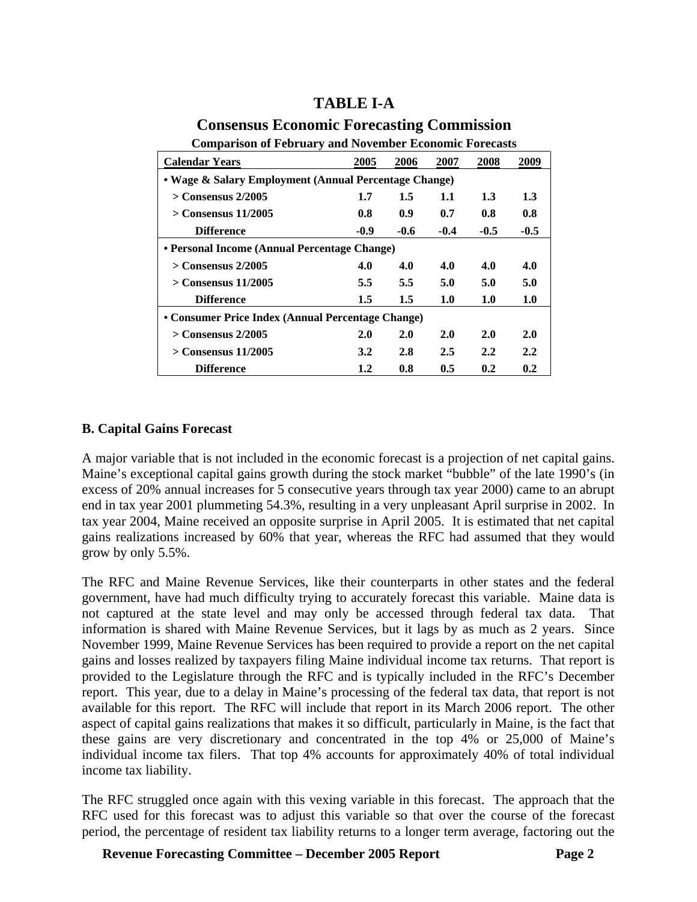# TABLE I-A

## Consensus Economic Forecasting Commission

**Comparison of February and November Economic Forecasts**

| Calendar Years | 2005 | 2006 | 2007 | 2008 | 2009 |
|---|---|---|---|---|---|
| **• Wage & Salary Employment (Annual Percentage Change)** | | | | | |
| > Consensus 2/2005 | 1.7 | 1.5 | 1.1 | 1.3 | 1.3 |
| > Consensus 11/2005 | 0.8 | 0.9 | 0.7 | 0.8 | 0.8 |
| Difference | -0.9 | -0.6 | -0.4 | -0.5 | -0.5 |
| **• Personal Income (Annual Percentage Change)** | | | | | |
| > Consensus 2/2005 | 4.0 | 4.0 | 4.0 | 4.0 | 4.0 |
| > Consensus 11/2005 | 5.5 | 5.5 | 5.0 | 5.0 | 5.0 |
| Difference | 1.5 | 1.5 | 1.0 | 1.0 | 1.0 |
| **• Consumer Price Index (Annual Percentage Change)** | | | | | |
| > Consensus 2/2005 | 2.0 | 2.0 | 2.0 | 2.0 | 2.0 |
| > Consensus 11/2005 | 3.2 | 2.8 | 2.5 | 2.2 | 2.2 |
| Difference | 1.2 | 0.8 | 0.5 | 0.2 | 0.2 |

### B. Capital Gains Forecast

A major variable that is not included in the economic forecast is a projection of net capital gains. Maine's exceptional capital gains growth during the stock market "bubble" of the late 1990's (in excess of 20% annual increases for 5 consecutive years through tax year 2000) came to an abrupt end in tax year 2001 plummeting 54.3%, resulting in a very unpleasant April surprise in 2002. In tax year 2004, Maine received an opposite surprise in April 2005. It is estimated that net capital gains realizations increased by 60% that year, whereas the RFC had assumed that they would grow by only 5.5%.

The RFC and Maine Revenue Services, like their counterparts in other states and the federal government, have had much difficulty trying to accurately forecast this variable. Maine data is not captured at the state level and may only be accessed through federal tax data. That information is shared with Maine Revenue Services, but it lags by as much as 2 years. Since November 1999, Maine Revenue Services has been required to provide a report on the net capital gains and losses realized by taxpayers filing Maine individual income tax returns. That report is provided to the Legislature through the RFC and is typically included in the RFC's December report. This year, due to a delay in Maine's processing of the federal tax data, that report is not available for this report. The RFC will include that report in its March 2006 report. The other aspect of capital gains realizations that makes it so difficult, particularly in Maine, is the fact that these gains are very discretionary and concentrated in the top 4% or 25,000 of Maine's individual income tax filers. That top 4% accounts for approximately 40% of total individual income tax liability.

The RFC struggled once again with this vexing variable in this forecast. The approach that the RFC used for this forecast was to adjust this variable so that over the course of the forecast period, the percentage of resident tax liability returns to a longer term average, factoring out the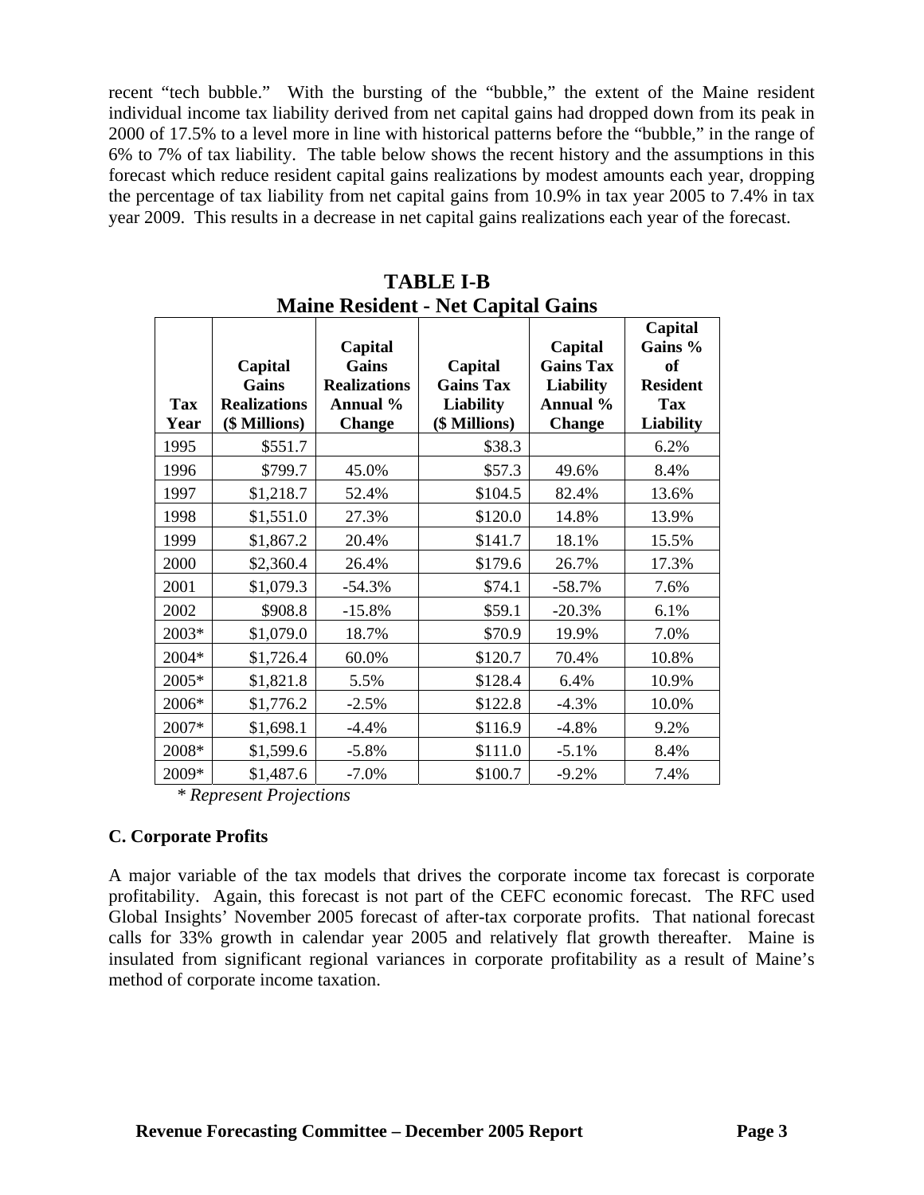recent "tech bubble." With the bursting of the "bubble," the extent of the Maine resident individual income tax liability derived from net capital gains had dropped down from its peak in 2000 of 17.5% to a level more in line with historical patterns before the "bubble," in the range of 6% to 7% of tax liability. The table below shows the recent history and the assumptions in this forecast which reduce resident capital gains realizations by modest amounts each year, dropping the percentage of tax liability from net capital gains from 10.9% in tax year 2005 to 7.4% in tax year 2009. This results in a decrease in net capital gains realizations each year of the forecast.

**TABLE I-B**
**Maine Resident - Net Capital Gains**

| Tax Year | Capital Gains Realizations ($ Millions) | Capital Gains Realizations Annual % Change | Capital Gains Tax Liability ($ Millions) | Capital Gains Tax Liability Annual % Change | Capital Gains % of Resident Tax Liability |
|---|---|---|---|---|---|
| 1995 | $551.7 | | $38.3 | | 6.2% |
| 1996 | $799.7 | 45.0% | $57.3 | 49.6% | 8.4% |
| 1997 | $1,218.7 | 52.4% | $104.5 | 82.4% | 13.6% |
| 1998 | $1,551.0 | 27.3% | $120.0 | 14.8% | 13.9% |
| 1999 | $1,867.2 | 20.4% | $141.7 | 18.1% | 15.5% |
| 2000 | $2,360.4 | 26.4% | $179.6 | 26.7% | 17.3% |
| 2001 | $1,079.3 | -54.3% | $74.1 | -58.7% | 7.6% |
| 2002 | $908.8 | -15.8% | $59.1 | -20.3% | 6.1% |
| 2003* | $1,079.0 | 18.7% | $70.9 | 19.9% | 7.0% |
| 2004* | $1,726.4 | 60.0% | $120.7 | 70.4% | 10.8% |
| 2005* | $1,821.8 | 5.5% | $128.4 | 6.4% | 10.9% |
| 2006* | $1,776.2 | -2.5% | $122.8 | -4.3% | 10.0% |
| 2007* | $1,698.1 | -4.4% | $116.9 | -4.8% | 9.2% |
| 2008* | $1,599.6 | -5.8% | $111.0 | -5.1% | 8.4% |
| 2009* | $1,487.6 | -7.0% | $100.7 | -9.2% | 7.4% |

*\* Represent Projections*

**C. Corporate Profits**

A major variable of the tax models that drives the corporate income tax forecast is corporate profitability. Again, this forecast is not part of the CEFC economic forecast. The RFC used Global Insights' November 2005 forecast of after-tax corporate profits. That national forecast calls for 33% growth in calendar year 2005 and relatively flat growth thereafter. Maine is insulated from significant regional variances in corporate profitability as a result of Maine's method of corporate income taxation.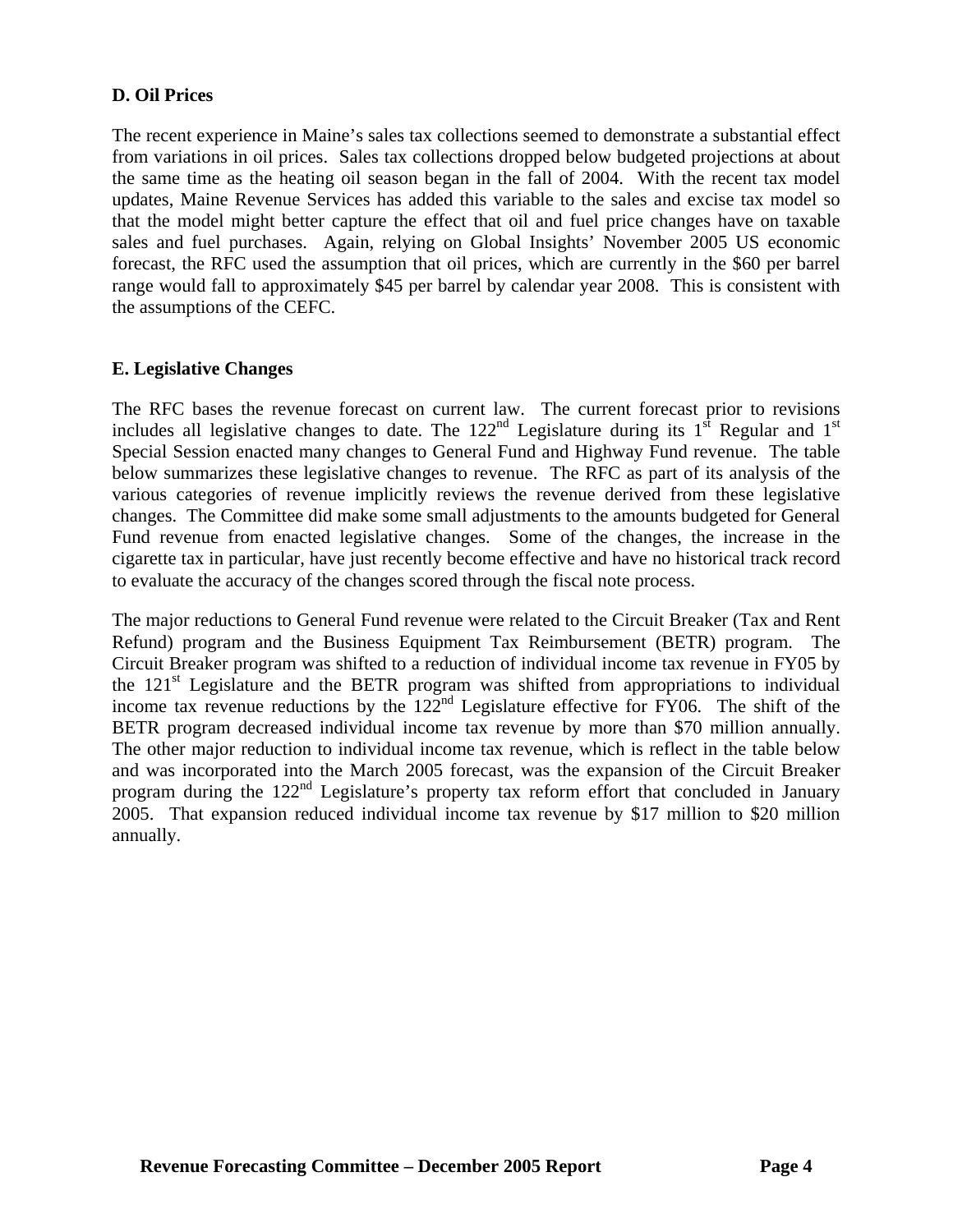### D. Oil Prices

The recent experience in Maine's sales tax collections seemed to demonstrate a substantial effect from variations in oil prices. Sales tax collections dropped below budgeted projections at about the same time as the heating oil season began in the fall of 2004. With the recent tax model updates, Maine Revenue Services has added this variable to the sales and excise tax model so that the model might better capture the effect that oil and fuel price changes have on taxable sales and fuel purchases. Again, relying on Global Insights' November 2005 US economic forecast, the RFC used the assumption that oil prices, which are currently in the \$60 per barrel range would fall to approximately \$45 per barrel by calendar year 2008. This is consistent with the assumptions of the CEFC.

### E. Legislative Changes

The RFC bases the revenue forecast on current law. The current forecast prior to revisions includes all legislative changes to date. The 122nd Legislature during its 1st Regular and 1st Special Session enacted many changes to General Fund and Highway Fund revenue. The table below summarizes these legislative changes to revenue. The RFC as part of its analysis of the various categories of revenue implicitly reviews the revenue derived from these legislative changes. The Committee did make some small adjustments to the amounts budgeted for General Fund revenue from enacted legislative changes. Some of the changes, the increase in the cigarette tax in particular, have just recently become effective and have no historical track record to evaluate the accuracy of the changes scored through the fiscal note process.

The major reductions to General Fund revenue were related to the Circuit Breaker (Tax and Rent Refund) program and the Business Equipment Tax Reimbursement (BETR) program. The Circuit Breaker program was shifted to a reduction of individual income tax revenue in FY05 by the 121st Legislature and the BETR program was shifted from appropriations to individual income tax revenue reductions by the 122nd Legislature effective for FY06. The shift of the BETR program decreased individual income tax revenue by more than \$70 million annually. The other major reduction to individual income tax revenue, which is reflect in the table below and was incorporated into the March 2005 forecast, was the expansion of the Circuit Breaker program during the 122nd Legislature's property tax reform effort that concluded in January 2005. That expansion reduced individual income tax revenue by \$17 million to \$20 million annually.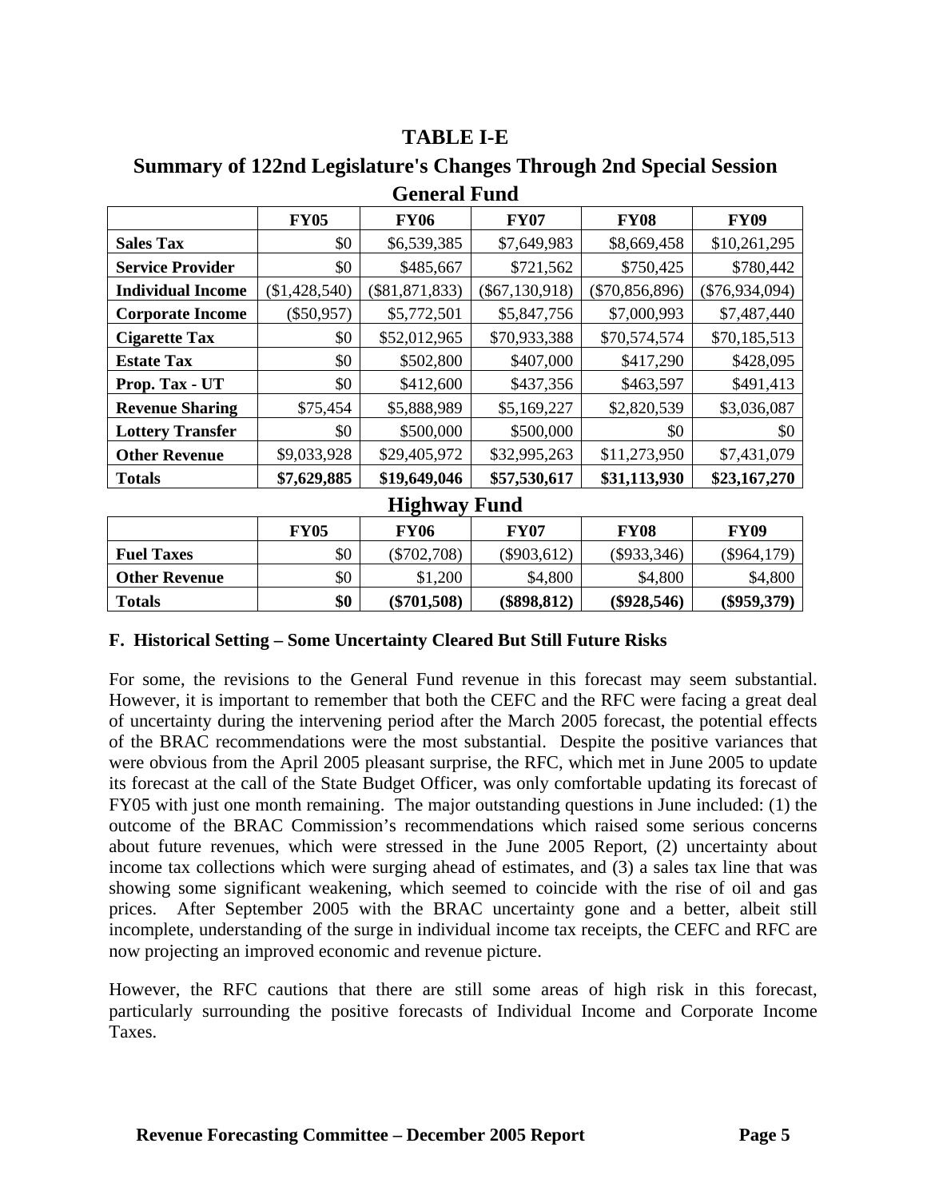## TABLE I-E

## Summary of 122nd Legislature's Changes Through 2nd Special Session

### General Fund

| | FY05 | FY06 | FY07 | FY08 | FY09 |
|---|---|---|---|---|---|
| **Sales Tax** | $0 | $6,539,385 | $7,649,983 | $8,669,458 | $10,261,295 |
| **Service Provider** | $0 | $485,667 | $721,562 | $750,425 | $780,442 |
| **Individual Income** | ($1,428,540) | ($81,871,833) | ($67,130,918) | ($70,856,896) | ($76,934,094) |
| **Corporate Income** | ($50,957) | $5,772,501 | $5,847,756 | $7,000,993 | $7,487,440 |
| **Cigarette Tax** | $0 | $52,012,965 | $70,933,388 | $70,574,574 | $70,185,513 |
| **Estate Tax** | $0 | $502,800 | $407,000 | $417,290 | $428,095 |
| **Prop. Tax - UT** | $0 | $412,600 | $437,356 | $463,597 | $491,413 |
| **Revenue Sharing** | $75,454 | $5,888,989 | $5,169,227 | $2,820,539 | $3,036,087 |
| **Lottery Transfer** | $0 | $500,000 | $500,000 | $0 | $0 |
| **Other Revenue** | $9,033,928 | $29,405,972 | $32,995,263 | $11,273,950 | $7,431,079 |
| **Totals** | **$7,629,885** | **$19,649,046** | **$57,530,617** | **$31,113,930** | **$23,167,270** |

### Highway Fund

| | FY05 | FY06 | FY07 | FY08 | FY09 |
|---|---|---|---|---|---|
| **Fuel Taxes** | $0 | ($702,708) | ($903,612) | ($933,346) | ($964,179) |
| **Other Revenue** | $0 | $1,200 | $4,800 | $4,800 | $4,800 |
| **Totals** | **$0** | **($701,508)** | **($898,812)** | **($928,546)** | **($959,379)** |

### F. Historical Setting – Some Uncertainty Cleared But Still Future Risks

For some, the revisions to the General Fund revenue in this forecast may seem substantial. However, it is important to remember that both the CEFC and the RFC were facing a great deal of uncertainty during the intervening period after the March 2005 forecast, the potential effects of the BRAC recommendations were the most substantial. Despite the positive variances that were obvious from the April 2005 pleasant surprise, the RFC, which met in June 2005 to update its forecast at the call of the State Budget Officer, was only comfortable updating its forecast of FY05 with just one month remaining. The major outstanding questions in June included: (1) the outcome of the BRAC Commission's recommendations which raised some serious concerns about future revenues, which were stressed in the June 2005 Report, (2) uncertainty about income tax collections which were surging ahead of estimates, and (3) a sales tax line that was showing some significant weakening, which seemed to coincide with the rise of oil and gas prices. After September 2005 with the BRAC uncertainty gone and a better, albeit still incomplete, understanding of the surge in individual income tax receipts, the CEFC and RFC are now projecting an improved economic and revenue picture.

However, the RFC cautions that there are still some areas of high risk in this forecast, particularly surrounding the positive forecasts of Individual Income and Corporate Income Taxes.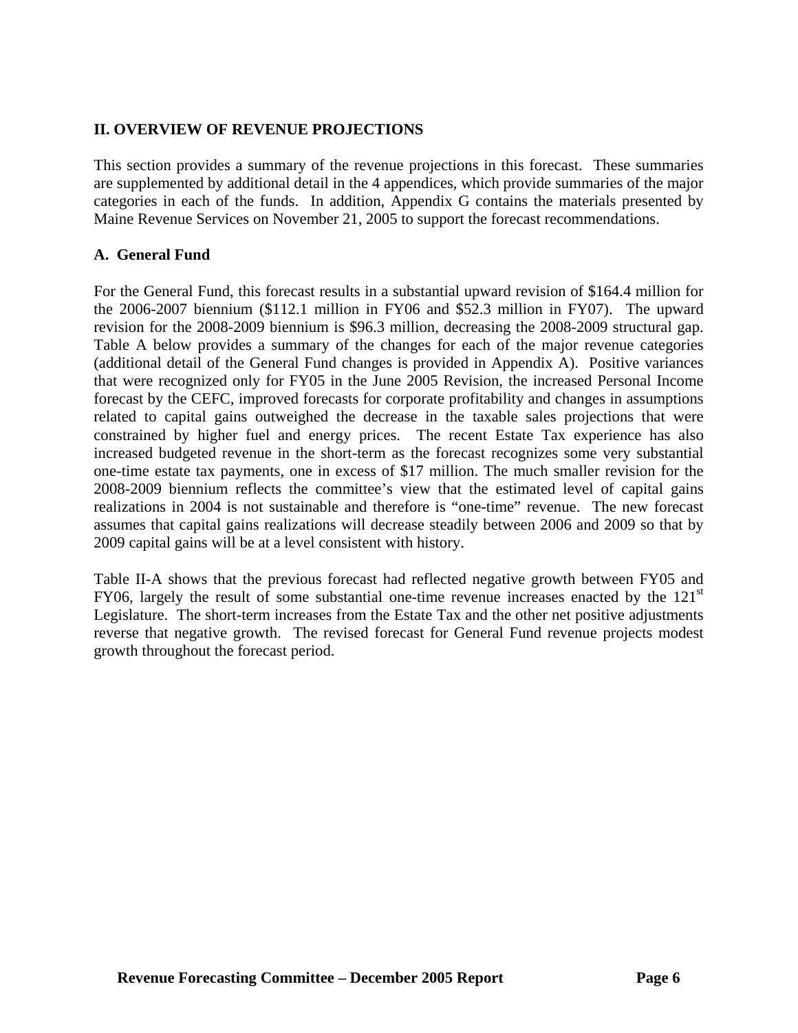## II. OVERVIEW OF REVENUE PROJECTIONS

This section provides a summary of the revenue projections in this forecast. These summaries are supplemented by additional detail in the 4 appendices, which provide summaries of the major categories in each of the funds. In addition, Appendix G contains the materials presented by Maine Revenue Services on November 21, 2005 to support the forecast recommendations.

### A. General Fund

For the General Fund, this forecast results in a substantial upward revision of $164.4 million for the 2006-2007 biennium ($112.1 million in FY06 and $52.3 million in FY07). The upward revision for the 2008-2009 biennium is $96.3 million, decreasing the 2008-2009 structural gap. Table A below provides a summary of the changes for each of the major revenue categories (additional detail of the General Fund changes is provided in Appendix A). Positive variances that were recognized only for FY05 in the June 2005 Revision, the increased Personal Income forecast by the CEFC, improved forecasts for corporate profitability and changes in assumptions related to capital gains outweighed the decrease in the taxable sales projections that were constrained by higher fuel and energy prices. The recent Estate Tax experience has also increased budgeted revenue in the short-term as the forecast recognizes some very substantial one-time estate tax payments, one in excess of $17 million. The much smaller revision for the 2008-2009 biennium reflects the committee's view that the estimated level of capital gains realizations in 2004 is not sustainable and therefore is "one-time" revenue. The new forecast assumes that capital gains realizations will decrease steadily between 2006 and 2009 so that by 2009 capital gains will be at a level consistent with history.

Table II-A shows that the previous forecast had reflected negative growth between FY05 and FY06, largely the result of some substantial one-time revenue increases enacted by the 121st Legislature. The short-term increases from the Estate Tax and the other net positive adjustments reverse that negative growth. The revised forecast for General Fund revenue projects modest growth throughout the forecast period.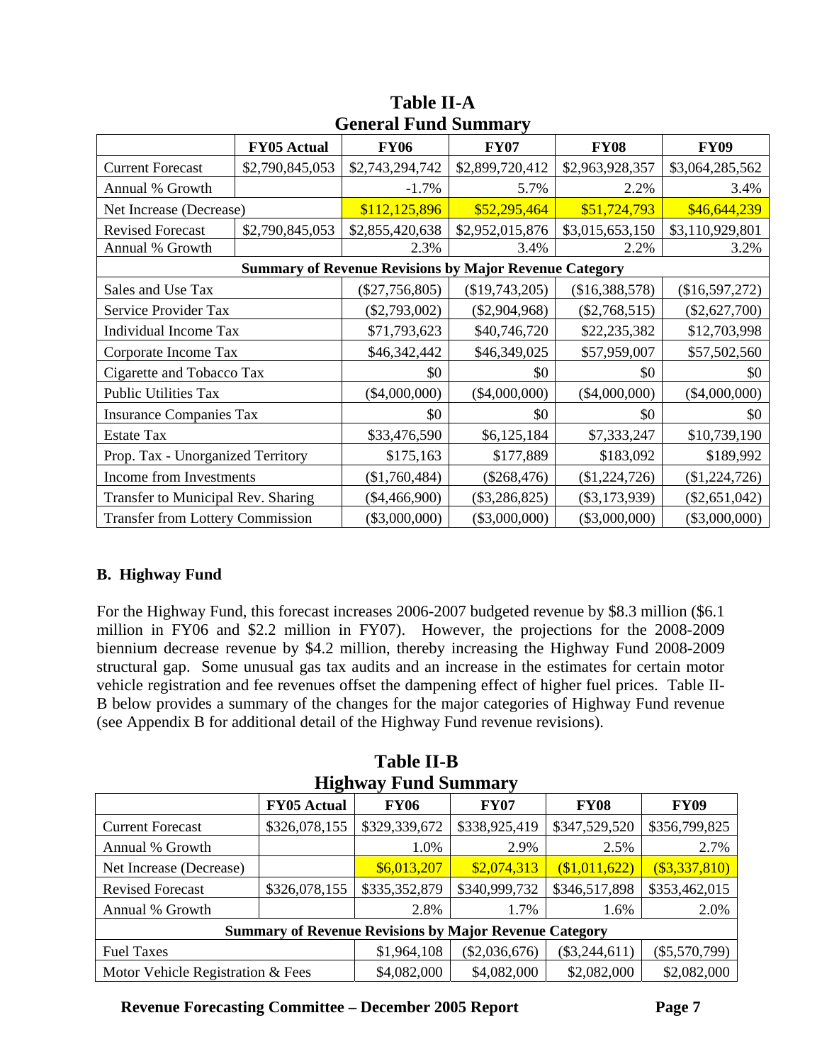**Table II-A**
**General Fund Summary**

| | FY05 Actual | FY06 | FY07 | FY08 | FY09 |
|---|---|---|---|---|---|
| Current Forecast | $2,790,845,053 | $2,743,294,742 | $2,899,720,412 | $2,963,928,357 | $3,064,285,562 |
| Annual % Growth | | -1.7% | 5.7% | 2.2% | 3.4% |
| Net Increase (Decrease) | | $112,125,896 | $52,295,464 | $51,724,793 | $46,644,239 |
| Revised Forecast | $2,790,845,053 | $2,855,420,638 | $2,952,015,876 | $3,015,653,150 | $3,110,929,801 |
| Annual % Growth | | 2.3% | 3.4% | 2.2% | 3.2% |
| **Summary of Revenue Revisions by Major Revenue Category** | | | | | |
| Sales and Use Tax | | ($27,756,805) | ($19,743,205) | ($16,388,578) | ($16,597,272) |
| Service Provider Tax | | ($2,793,002) | ($2,904,968) | ($2,768,515) | ($2,627,700) |
| Individual Income Tax | | $71,793,623 | $40,746,720 | $22,235,382 | $12,703,998 |
| Corporate Income Tax | | $46,342,442 | $46,349,025 | $57,959,007 | $57,502,560 |
| Cigarette and Tobacco Tax | | $0 | $0 | $0 | $0 |
| Public Utilities Tax | | ($4,000,000) | ($4,000,000) | ($4,000,000) | ($4,000,000) |
| Insurance Companies Tax | | $0 | $0 | $0 | $0 |
| Estate Tax | | $33,476,590 | $6,125,184 | $7,333,247 | $10,739,190 |
| Prop. Tax - Unorganized Territory | | $175,163 | $177,889 | $183,092 | $189,992 |
| Income from Investments | | ($1,760,484) | ($268,476) | ($1,224,726) | ($1,224,726) |
| Transfer to Municipal Rev. Sharing | | ($4,466,900) | ($3,286,825) | ($3,173,939) | ($2,651,042) |
| Transfer from Lottery Commission | | ($3,000,000) | ($3,000,000) | ($3,000,000) | ($3,000,000) |

### B. Highway Fund

For the Highway Fund, this forecast increases 2006-2007 budgeted revenue by $8.3 million ($6.1 million in FY06 and $2.2 million in FY07). However, the projections for the 2008-2009 biennium decrease revenue by $4.2 million, thereby increasing the Highway Fund 2008-2009 structural gap. Some unusual gas tax audits and an increase in the estimates for certain motor vehicle registration and fee revenues offset the dampening effect of higher fuel prices. Table II-B below provides a summary of the changes for the major categories of Highway Fund revenue (see Appendix B for additional detail of the Highway Fund revenue revisions).

**Table II-B**
**Highway Fund Summary**

| | FY05 Actual | FY06 | FY07 | FY08 | FY09 |
|---|---|---|---|---|---|
| Current Forecast | $326,078,155 | $329,339,672 | $338,925,419 | $347,529,520 | $356,799,825 |
| Annual % Growth | | 1.0% | 2.9% | 2.5% | 2.7% |
| Net Increase (Decrease) | | $6,013,207 | $2,074,313 | ($1,011,622) | ($3,337,810) |
| Revised Forecast | $326,078,155 | $335,352,879 | $340,999,732 | $346,517,898 | $353,462,015 |
| Annual % Growth | | 2.8% | 1.7% | 1.6% | 2.0% |
| **Summary of Revenue Revisions by Major Revenue Category** | | | | | |
| Fuel Taxes | | $1,964,108 | ($2,036,676) | ($3,244,611) | ($5,570,799) |
| Motor Vehicle Registration & Fees | | $4,082,000 | $4,082,000 | $2,082,000 | $2,082,000 |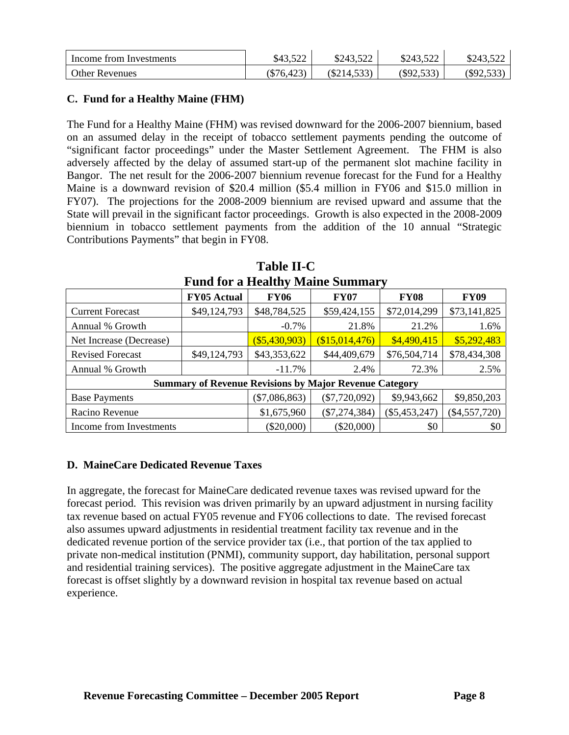| Income from Investments | $43,522 | $243,522 | $243,522 | $243,522 |
|---|---|---|---|---|
| Other Revenues | ($76,423) | ($214,533) | ($92,533) | ($92,533) |

### C. Fund for a Healthy Maine (FHM)

The Fund for a Healthy Maine (FHM) was revised downward for the 2006-2007 biennium, based on an assumed delay in the receipt of tobacco settlement payments pending the outcome of "significant factor proceedings" under the Master Settlement Agreement. The FHM is also adversely affected by the delay of assumed start-up of the permanent slot machine facility in Bangor. The net result for the 2006-2007 biennium revenue forecast for the Fund for a Healthy Maine is a downward revision of $20.4 million ($5.4 million in FY06 and $15.0 million in FY07). The projections for the 2008-2009 biennium are revised upward and assume that the State will prevail in the significant factor proceedings. Growth is also expected in the 2008-2009 biennium in tobacco settlement payments from the addition of the 10 annual "Strategic Contributions Payments" that begin in FY08.

**Table II-C**
**Fund for a Healthy Maine Summary**

| | FY05 Actual | FY06 | FY07 | FY08 | FY09 |
|---|---|---|---|---|---|
| Current Forecast | $49,124,793 | $48,784,525 | $59,424,155 | $72,014,299 | $73,141,825 |
| Annual % Growth | | -0.7% | 21.8% | 21.2% | 1.6% |
| Net Increase (Decrease) | | ($5,430,903) | ($15,014,476) | $4,490,415 | $5,292,483 |
| Revised Forecast | $49,124,793 | $43,353,622 | $44,409,679 | $76,504,714 | $78,434,308 |
| Annual % Growth | | -11.7% | 2.4% | 72.3% | 2.5% |
| **Summary of Revenue Revisions by Major Revenue Category** | | | | | |
| Base Payments | | ($7,086,863) | ($7,720,092) | $9,943,662 | $9,850,203 |
| Racino Revenue | | $1,675,960 | ($7,274,384) | ($5,453,247) | ($4,557,720) |
| Income from Investments | | ($20,000) | ($20,000) | $0 | $0 |

### D. MaineCare Dedicated Revenue Taxes

In aggregate, the forecast for MaineCare dedicated revenue taxes was revised upward for the forecast period. This revision was driven primarily by an upward adjustment in nursing facility tax revenue based on actual FY05 revenue and FY06 collections to date. The revised forecast also assumes upward adjustments in residential treatment facility tax revenue and in the dedicated revenue portion of the service provider tax (i.e., that portion of the tax applied to private non-medical institution (PNMI), community support, day habilitation, personal support and residential training services). The positive aggregate adjustment in the MaineCare tax forecast is offset slightly by a downward revision in hospital tax revenue based on actual experience.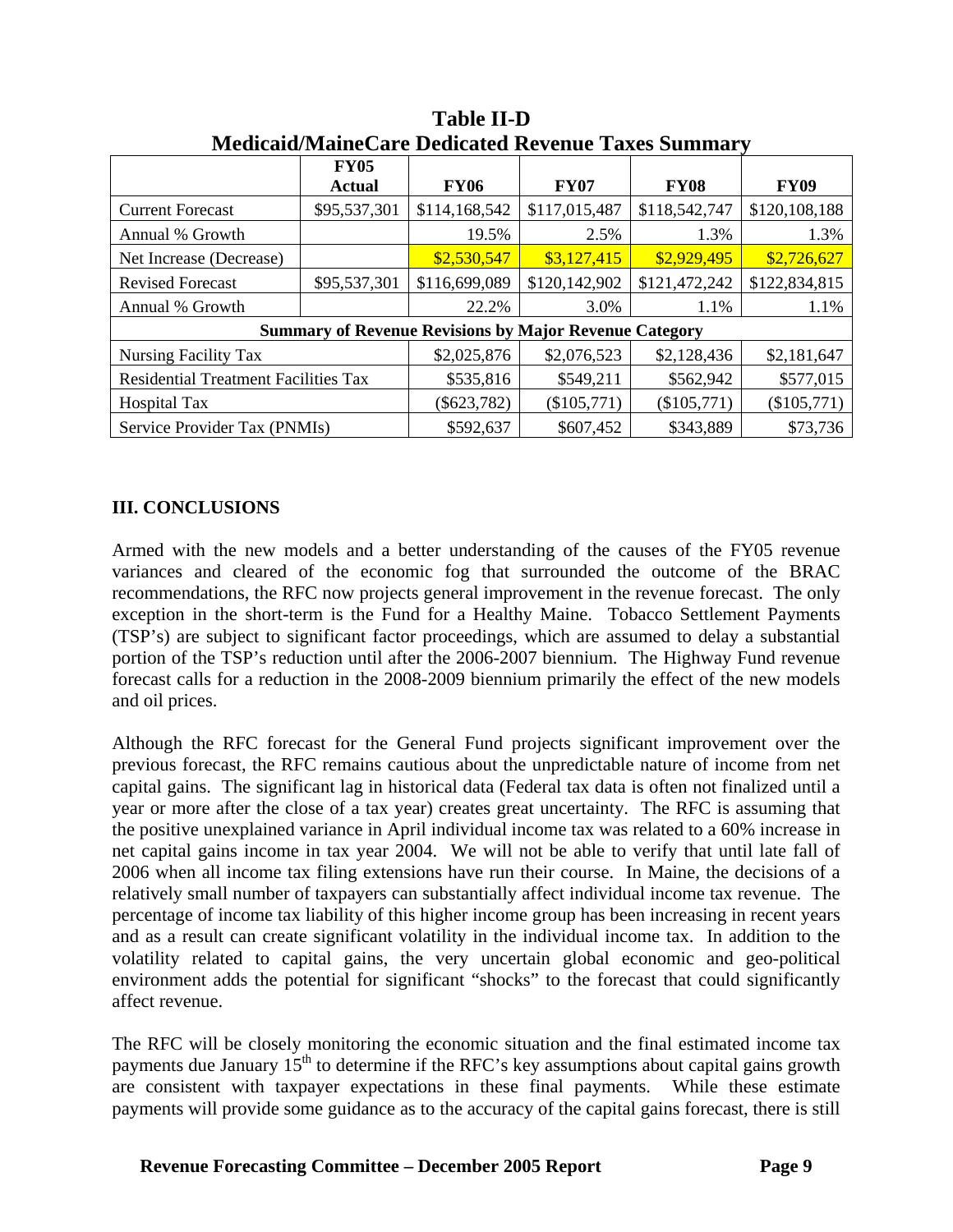**Table II-D**
**Medicaid/MaineCare Dedicated Revenue Taxes Summary**

| | FY05 Actual | FY06 | FY07 | FY08 | FY09 |
|---|---|---|---|---|---|
| Current Forecast | $95,537,301 | $114,168,542 | $117,015,487 | $118,542,747 | $120,108,188 |
| Annual % Growth | | 19.5% | 2.5% | 1.3% | 1.3% |
| Net Increase (Decrease) | | $2,530,547 | $3,127,415 | $2,929,495 | $2,726,627 |
| Revised Forecast | $95,537,301 | $116,699,089 | $120,142,902 | $121,472,242 | $122,834,815 |
| Annual % Growth | | 22.2% | 3.0% | 1.1% | 1.1% |
| **Summary of Revenue Revisions by Major Revenue Category** | | | | | |
| Nursing Facility Tax | | $2,025,876 | $2,076,523 | $2,128,436 | $2,181,647 |
| Residential Treatment Facilities Tax | | $535,816 | $549,211 | $562,942 | $577,015 |
| Hospital Tax | | ($623,782) | ($105,771) | ($105,771) | ($105,771) |
| Service Provider Tax (PNMIs) | | $592,637 | $607,452 | $343,889 | $73,736 |

## III. CONCLUSIONS

Armed with the new models and a better understanding of the causes of the FY05 revenue variances and cleared of the economic fog that surrounded the outcome of the BRAC recommendations, the RFC now projects general improvement in the revenue forecast. The only exception in the short-term is the Fund for a Healthy Maine. Tobacco Settlement Payments (TSP's) are subject to significant factor proceedings, which are assumed to delay a substantial portion of the TSP's reduction until after the 2006-2007 biennium. The Highway Fund revenue forecast calls for a reduction in the 2008-2009 biennium primarily the effect of the new models and oil prices.

Although the RFC forecast for the General Fund projects significant improvement over the previous forecast, the RFC remains cautious about the unpredictable nature of income from net capital gains. The significant lag in historical data (Federal tax data is often not finalized until a year or more after the close of a tax year) creates great uncertainty. The RFC is assuming that the positive unexplained variance in April individual income tax was related to a 60% increase in net capital gains income in tax year 2004. We will not be able to verify that until late fall of 2006 when all income tax filing extensions have run their course. In Maine, the decisions of a relatively small number of taxpayers can substantially affect individual income tax revenue. The percentage of income tax liability of this higher income group has been increasing in recent years and as a result can create significant volatility in the individual income tax. In addition to the volatility related to capital gains, the very uncertain global economic and geo-political environment adds the potential for significant "shocks" to the forecast that could significantly affect revenue.

The RFC will be closely monitoring the economic situation and the final estimated income tax payments due January 15th to determine if the RFC's key assumptions about capital gains growth are consistent with taxpayer expectations in these final payments. While these estimate payments will provide some guidance as to the accuracy of the capital gains forecast, there is still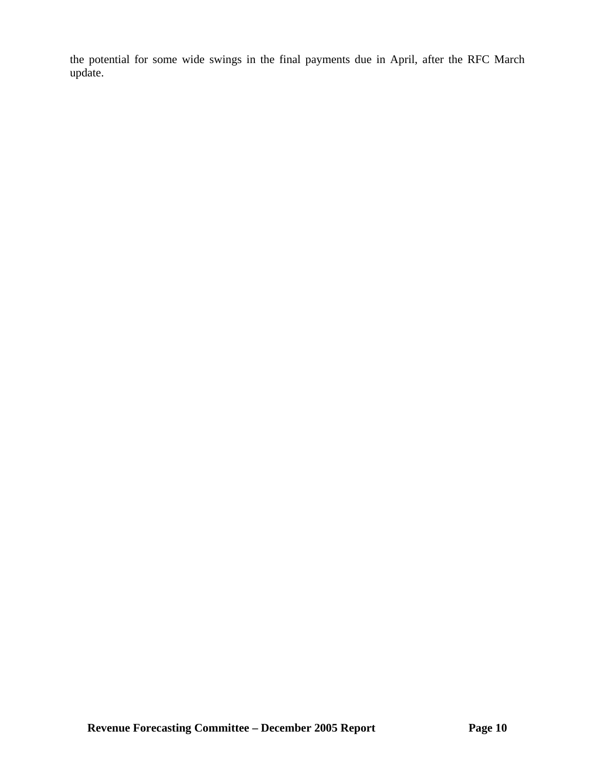the potential for some wide swings in the final payments due in April, after the RFC March update.